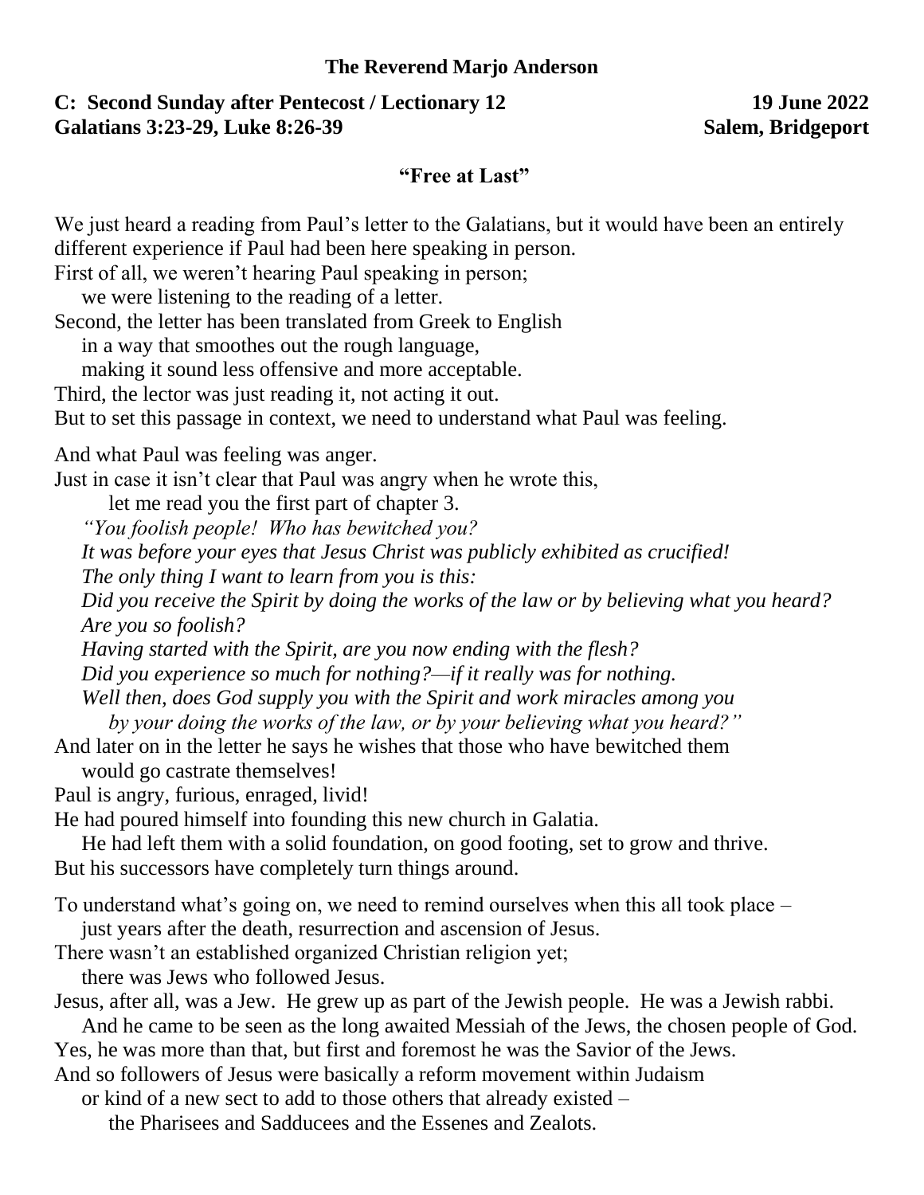**The Reverend Marjo Anderson**

**C: Second Sunday after Pentecost / Lectionary 12** **19 June 2022**
**Galatians 3:23-29, Luke 8:26-39** **Salem, Bridgeport**

**"Free at Last"**

We just heard a reading from Paul's letter to the Galatians, but it would have been an entirely different experience if Paul had been here speaking in person.
First of all, we weren't hearing Paul speaking in person;
we were listening to the reading of a letter.
Second, the letter has been translated from Greek to English
in a way that smoothes out the rough language,
making it sound less offensive and more acceptable.
Third, the lector was just reading it, not acting it out.
But to set this passage in context, we need to understand what Paul was feeling.

And what Paul was feeling was anger.
Just in case it isn't clear that Paul was angry when he wrote this,
let me read you the first part of chapter 3.
*"You foolish people! Who has bewitched you?*
*It was before your eyes that Jesus Christ was publicly exhibited as crucified!*
*The only thing I want to learn from you is this:*
*Did you receive the Spirit by doing the works of the law or by believing what you heard?*
*Are you so foolish?*
*Having started with the Spirit, are you now ending with the flesh?*
*Did you experience so much for nothing?—if it really was for nothing.*
*Well then, does God supply you with the Spirit and work miracles among you*
*by your doing the works of the law, or by your believing what you heard?"*
And later on in the letter he says he wishes that those who have bewitched them
would go castrate themselves!
Paul is angry, furious, enraged, livid!
He had poured himself into founding this new church in Galatia.
He had left them with a solid foundation, on good footing, set to grow and thrive.
But his successors have completely turn things around.

To understand what's going on, we need to remind ourselves when this all took place –
just years after the death, resurrection and ascension of Jesus.
There wasn't an established organized Christian religion yet;
there was Jews who followed Jesus.
Jesus, after all, was a Jew. He grew up as part of the Jewish people. He was a Jewish rabbi.
And he came to be seen as the long awaited Messiah of the Jews, the chosen people of God.
Yes, he was more than that, but first and foremost he was the Savior of the Jews.
And so followers of Jesus were basically a reform movement within Judaism
or kind of a new sect to add to those others that already existed –
the Pharisees and Sadducees and the Essenes and Zealots.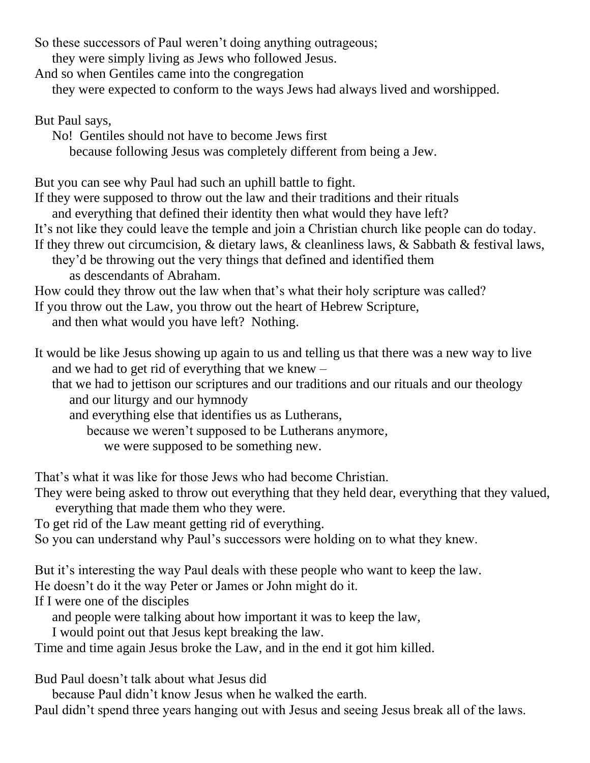So these successors of Paul weren't doing anything outrageous;
    they were simply living as Jews who followed Jesus.
And so when Gentiles came into the congregation
    they were expected to conform to the ways Jews had always lived and worshipped.

But Paul says,
    No!  Gentiles should not have to become Jews first
        because following Jesus was completely different from being a Jew.

But you can see why Paul had such an uphill battle to fight.
If they were supposed to throw out the law and their traditions and their rituals
    and everything that defined their identity then what would they have left?
It's not like they could leave the temple and join a Christian church like people can do today.
If they threw out circumcision, & dietary laws, & cleanliness laws, & Sabbath & festival laws,
    they'd be throwing out the very things that defined and identified them
        as descendants of Abraham.
How could they throw out the law when that's what their holy scripture was called?
If you throw out the Law, you throw out the heart of Hebrew Scripture,
    and then what would you have left?  Nothing.

It would be like Jesus showing up again to us and telling us that there was a new way to live
    and we had to get rid of everything that we knew –
    that we had to jettison our scriptures and our traditions and our rituals and our theology
        and our liturgy and our hymnody
        and everything else that identifies us as Lutherans,
            because we weren't supposed to be Lutherans anymore,
                we were supposed to be something new.

That's what it was like for those Jews who had become Christian.
They were being asked to throw out everything that they held dear, everything that they valued,
    everything that made them who they were.
To get rid of the Law meant getting rid of everything.
So you can understand why Paul's successors were holding on to what they knew.

But it's interesting the way Paul deals with these people who want to keep the law.
He doesn't do it the way Peter or James or John might do it.
If I were one of the disciples
    and people were talking about how important it was to keep the law,
    I would point out that Jesus kept breaking the law.
Time and time again Jesus broke the Law, and in the end it got him killed.

Bud Paul doesn't talk about what Jesus did
    because Paul didn't know Jesus when he walked the earth.
Paul didn't spend three years hanging out with Jesus and seeing Jesus break all of the laws.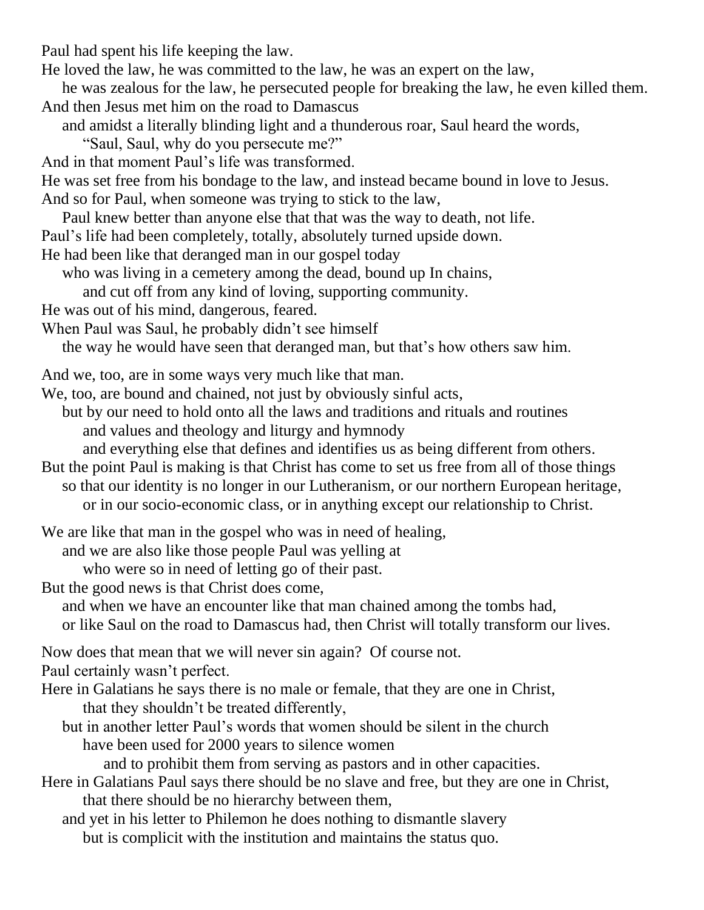Paul had spent his life keeping the law.
He loved the law, he was committed to the law, he was an expert on the law,
he was zealous for the law, he persecuted people for breaking the law, he even killed them.
And then Jesus met him on the road to Damascus
and amidst a literally blinding light and a thunderous roar, Saul heard the words,
"Saul, Saul, why do you persecute me?"
And in that moment Paul's life was transformed.
He was set free from his bondage to the law, and instead became bound in love to Jesus.
And so for Paul, when someone was trying to stick to the law,
Paul knew better than anyone else that that was the way to death, not life.
Paul's life had been completely, totally, absolutely turned upside down.
He had been like that deranged man in our gospel today
who was living in a cemetery among the dead, bound up In chains,
and cut off from any kind of loving, supporting community.
He was out of his mind, dangerous, feared.
When Paul was Saul, he probably didn't see himself
the way he would have seen that deranged man, but that's how others saw him.

And we, too, are in some ways very much like that man.
We, too, are bound and chained, not just by obviously sinful acts,
but by our need to hold onto all the laws and traditions and rituals and routines
and values and theology and liturgy and hymnody
and everything else that defines and identifies us as being different from others.
But the point Paul is making is that Christ has come to set us free from all of those things
so that our identity is no longer in our Lutheranism, or our northern European heritage,
or in our socio-economic class, or in anything except our relationship to Christ.

We are like that man in the gospel who was in need of healing,
and we are also like those people Paul was yelling at
who were so in need of letting go of their past.
But the good news is that Christ does come,
and when we have an encounter like that man chained among the tombs had,
or like Saul on the road to Damascus had, then Christ will totally transform our lives.

Now does that mean that we will never sin again? Of course not.
Paul certainly wasn't perfect.
Here in Galatians he says there is no male or female, that they are one in Christ,
that they shouldn't be treated differently,
but in another letter Paul's words that women should be silent in the church
have been used for 2000 years to silence women
and to prohibit them from serving as pastors and in other capacities.
Here in Galatians Paul says there should be no slave and free, but they are one in Christ,
that there should be no hierarchy between them,
and yet in his letter to Philemon he does nothing to dismantle slavery
but is complicit with the institution and maintains the status quo.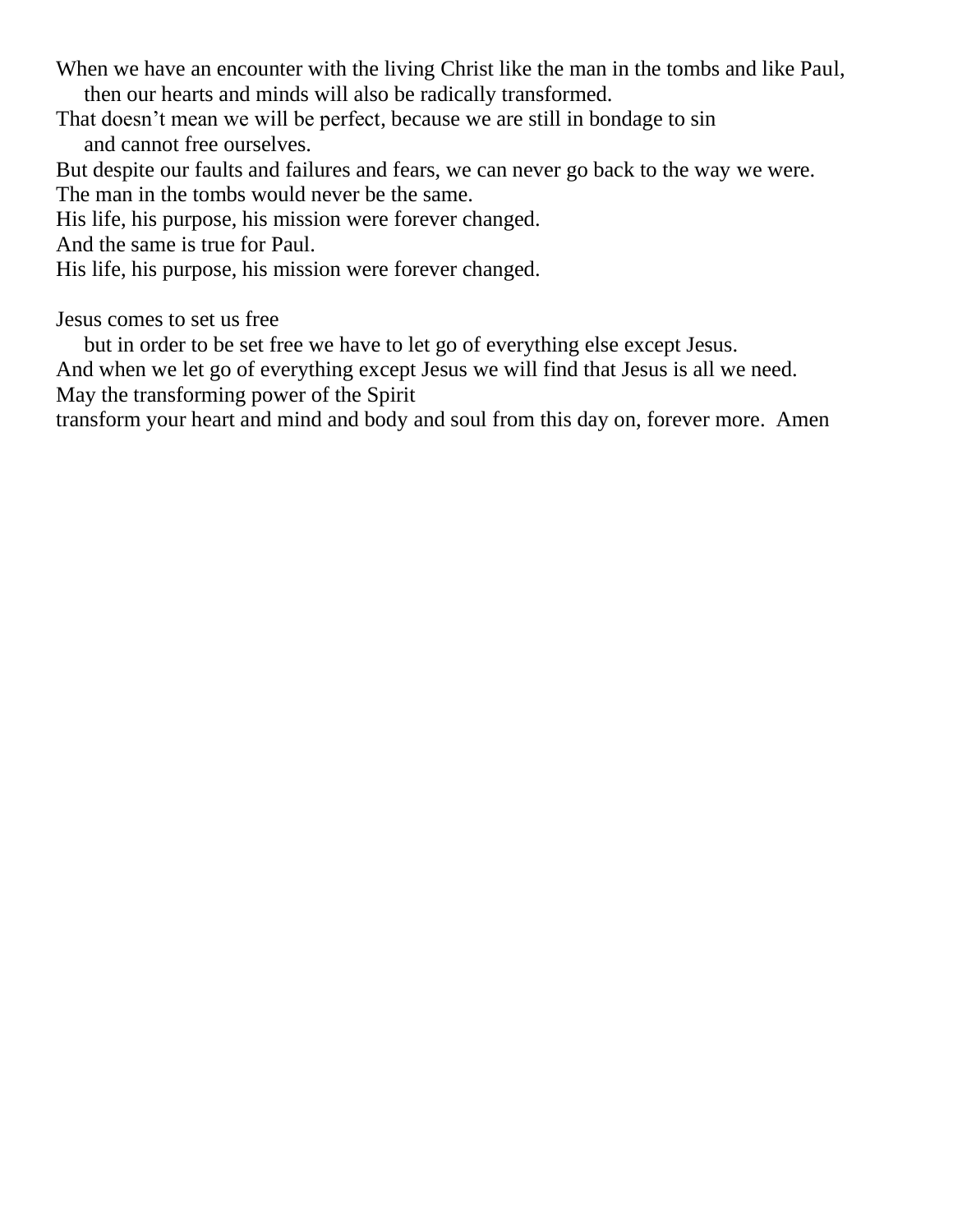When we have an encounter with the living Christ like the man in the tombs and like Paul,
then our hearts and minds will also be radically transformed.
That doesn't mean we will be perfect, because we are still in bondage to sin
and cannot free ourselves.
But despite our faults and failures and fears, we can never go back to the way we were.
The man in the tombs would never be the same.
His life, his purpose, his mission were forever changed.
And the same is true for Paul.
His life, his purpose, his mission were forever changed.

Jesus comes to set us free
but in order to be set free we have to let go of everything else except Jesus.
And when we let go of everything except Jesus we will find that Jesus is all we need.
May the transforming power of the Spirit
transform your heart and mind and body and soul from this day on, forever more. Amen